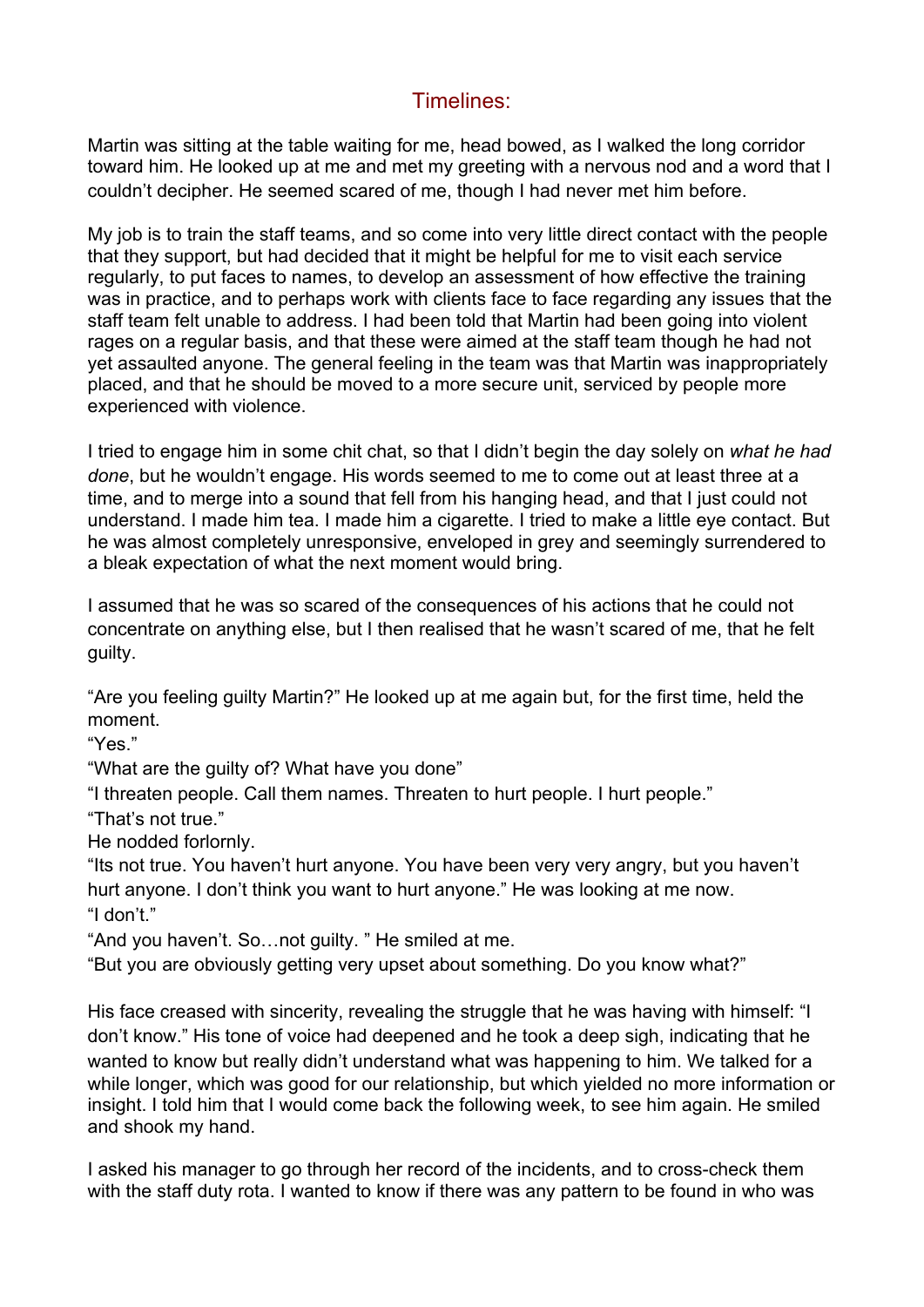# Timelines:

Martin was sitting at the table waiting for me, head bowed, as I walked the long corridor toward him. He looked up at me and met my greeting with a nervous nod and a word that I couldn't decipher. He seemed scared of me, though I had never met him before.

My job is to train the staff teams, and so come into very little direct contact with the people that they support, but had decided that it might be helpful for me to visit each service regularly, to put faces to names, to develop an assessment of how effective the training was in practice, and to perhaps work with clients face to face regarding any issues that the staff team felt unable to address. I had been told that Martin had been going into violent rages on a regular basis, and that these were aimed at the staff team though he had not yet assaulted anyone. The general feeling in the team was that Martin was inappropriately placed, and that he should be moved to a more secure unit, serviced by people more experienced with violence.

I tried to engage him in some chit chat, so that I didn't begin the day solely on *what he had done*, but he wouldn't engage. His words seemed to me to come out at least three at a time, and to merge into a sound that fell from his hanging head, and that I just could not understand. I made him tea. I made him a cigarette. I tried to make a little eye contact. But he was almost completely unresponsive, enveloped in grey and seemingly surrendered to a bleak expectation of what the next moment would bring.

I assumed that he was so scared of the consequences of his actions that he could not concentrate on anything else, but I then realised that he wasn't scared of me, that he felt guilty.

"Are you feeling guilty Martin?" He looked up at me again but, for the first time, held the moment.

"Yes."

"What are the guilty of? What have you done"

"I threaten people. Call them names. Threaten to hurt people. I hurt people."

"That's not true."

He nodded forlornly.

"Its not true. You haven't hurt anyone. You have been very very angry, but you haven't hurt anyone. I don't think you want to hurt anyone." He was looking at me now.

"I don't."

"And you haven't. So…not guilty. " He smiled at me.

"But you are obviously getting very upset about something. Do you know what?"

His face creased with sincerity, revealing the struggle that he was having with himself: "I don't know." His tone of voice had deepened and he took a deep sigh, indicating that he wanted to know but really didn't understand what was happening to him. We talked for a while longer, which was good for our relationship, but which yielded no more information or insight. I told him that I would come back the following week, to see him again. He smiled and shook my hand.

I asked his manager to go through her record of the incidents, and to cross-check them with the staff duty rota. I wanted to know if there was any pattern to be found in who was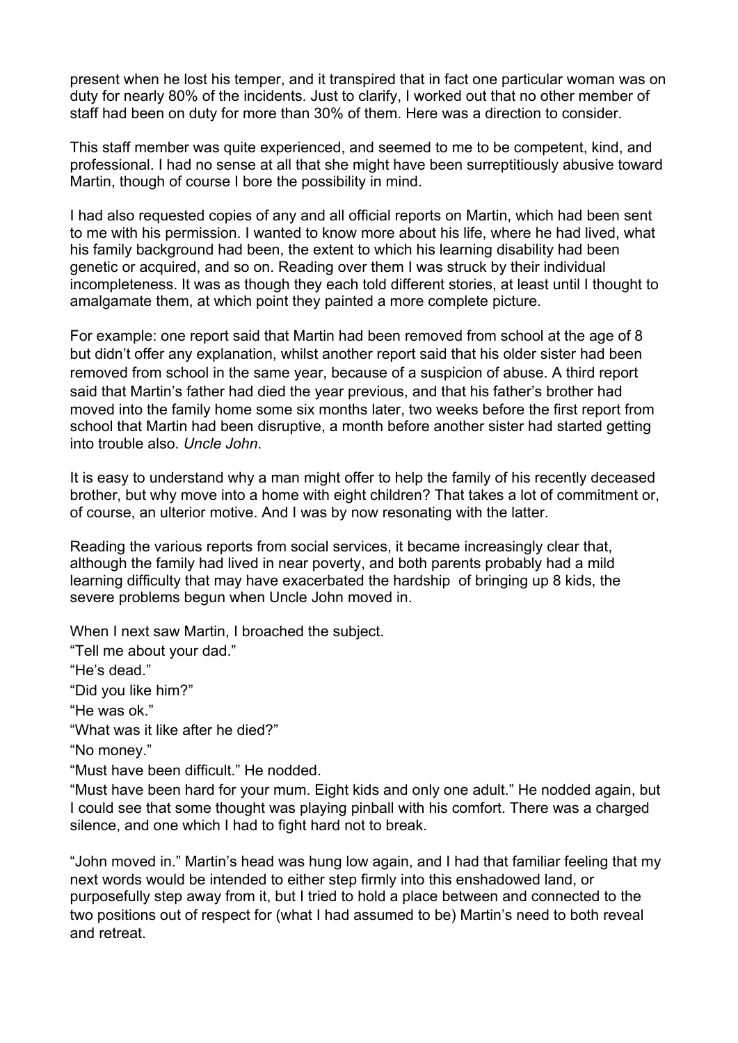present when he lost his temper, and it transpired that in fact one particular woman was on duty for nearly 80% of the incidents. Just to clarify, I worked out that no other member of staff had been on duty for more than 30% of them. Here was a direction to consider.

This staff member was quite experienced, and seemed to me to be competent, kind, and professional. I had no sense at all that she might have been surreptitiously abusive toward Martin, though of course I bore the possibility in mind.

I had also requested copies of any and all official reports on Martin, which had been sent to me with his permission. I wanted to know more about his life, where he had lived, what his family background had been, the extent to which his learning disability had been genetic or acquired, and so on. Reading over them I was struck by their individual incompleteness. It was as though they each told different stories, at least until I thought to amalgamate them, at which point they painted a more complete picture.

For example: one report said that Martin had been removed from school at the age of 8 but didn't offer any explanation, whilst another report said that his older sister had been removed from school in the same year, because of a suspicion of abuse. A third report said that Martin's father had died the year previous, and that his father's brother had moved into the family home some six months later, two weeks before the first report from school that Martin had been disruptive, a month before another sister had started getting into trouble also. *Uncle John*.

It is easy to understand why a man might offer to help the family of his recently deceased brother, but why move into a home with eight children? That takes a lot of commitment or, of course, an ulterior motive. And I was by now resonating with the latter.

Reading the various reports from social services, it became increasingly clear that, although the family had lived in near poverty, and both parents probably had a mild learning difficulty that may have exacerbated the hardship of bringing up 8 kids, the severe problems begun when Uncle John moved in.

When I next saw Martin, I broached the subject.

"Tell me about your dad."

"He's dead."

"Did you like him?"

"He was ok."

"What was it like after he died?"

"No money."

"Must have been difficult." He nodded.

"Must have been hard for your mum. Eight kids and only one adult." He nodded again, but I could see that some thought was playing pinball with his comfort. There was a charged silence, and one which I had to fight hard not to break.

"John moved in." Martin's head was hung low again, and I had that familiar feeling that my next words would be intended to either step firmly into this enshadowed land, or purposefully step away from it, but I tried to hold a place between and connected to the two positions out of respect for (what I had assumed to be) Martin's need to both reveal and retreat.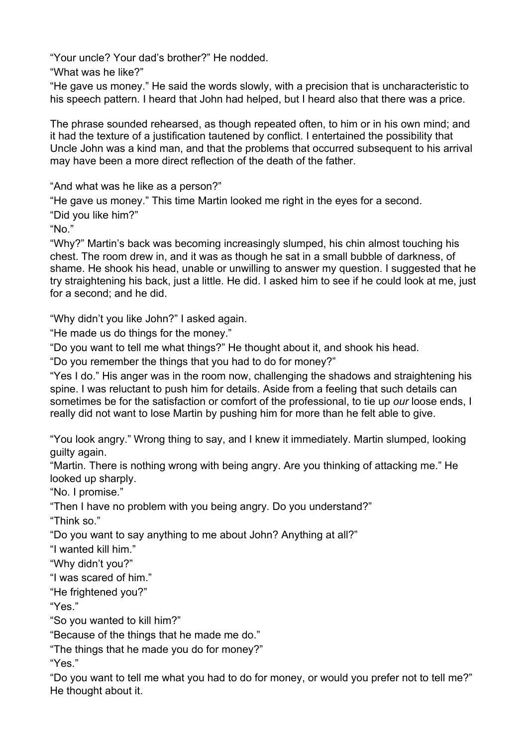"Your uncle? Your dad's brother?" He nodded.

"What was he like?"

"He gave us money." He said the words slowly, with a precision that is uncharacteristic to his speech pattern. I heard that John had helped, but I heard also that there was a price.

The phrase sounded rehearsed, as though repeated often, to him or in his own mind; and it had the texture of a justification tautened by conflict. I entertained the possibility that Uncle John was a kind man, and that the problems that occurred subsequent to his arrival may have been a more direct reflection of the death of the father.

"And what was he like as a person?"

"He gave us money." This time Martin looked me right in the eyes for a second.

"Did you like him?"

"No."

"Why?" Martin's back was becoming increasingly slumped, his chin almost touching his chest. The room drew in, and it was as though he sat in a small bubble of darkness, of shame. He shook his head, unable or unwilling to answer my question. I suggested that he try straightening his back, just a little. He did. I asked him to see if he could look at me, just for a second; and he did.

"Why didn't you like John?" I asked again.

"He made us do things for the money."

"Do you want to tell me what things?" He thought about it, and shook his head.

"Do you remember the things that you had to do for money?"

"Yes I do." His anger was in the room now, challenging the shadows and straightening his spine. I was reluctant to push him for details. Aside from a feeling that such details can sometimes be for the satisfaction or comfort of the professional, to tie up *our* loose ends, I really did not want to lose Martin by pushing him for more than he felt able to give.

"You look angry." Wrong thing to say, and I knew it immediately. Martin slumped, looking guilty again.

"Martin. There is nothing wrong with being angry. Are you thinking of attacking me." He looked up sharply.

"No. I promise."

"Then I have no problem with you being angry. Do you understand?"

"Think so."

"Do you want to say anything to me about John? Anything at all?"

"I wanted kill him."

"Why didn't you?"

"I was scared of him."

"He frightened you?"

"Yes."

"So you wanted to kill him?"

"Because of the things that he made me do."

"The things that he made you do for money?"

"Yes."

"Do you want to tell me what you had to do for money, or would you prefer not to tell me?" He thought about it.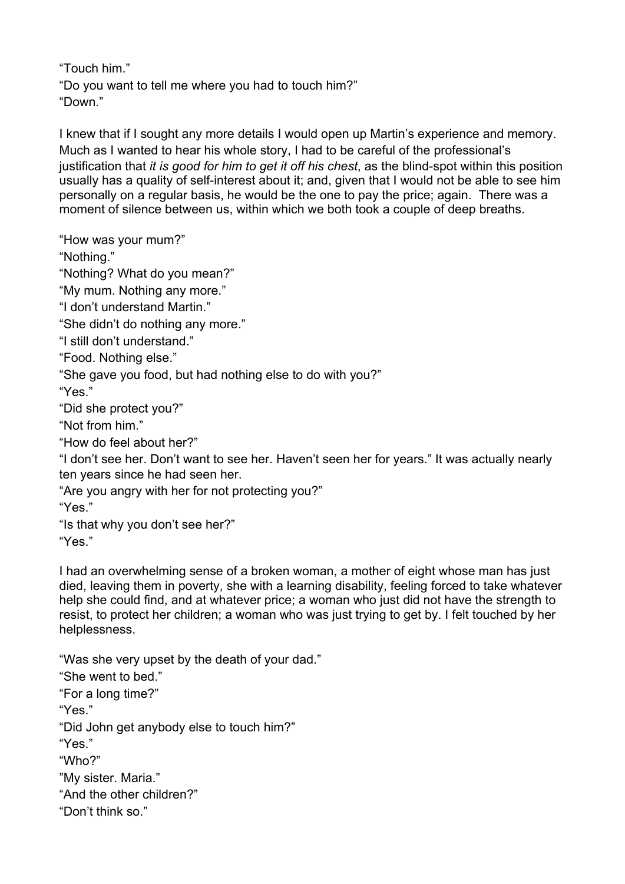"Touch him."
"Do you want to tell me where you had to touch him?"
"Down."

I knew that if I sought any more details I would open up Martin's experience and memory. Much as I wanted to hear his whole story, I had to be careful of the professional's justification that *it is good for him to get it off his chest*, as the blind-spot within this position usually has a quality of self-interest about it; and, given that I would not be able to see him personally on a regular basis, he would be the one to pay the price; again. There was a moment of silence between us, within which we both took a couple of deep breaths.

"How was your mum?"
"Nothing."
"Nothing? What do you mean?"
"My mum. Nothing any more."
"I don't understand Martin."
"She didn't do nothing any more."
"I still don't understand."
"Food. Nothing else."
"She gave you food, but had nothing else to do with you?"
"Yes."
"Did she protect you?"
"Not from him."
"How do feel about her?"
"I don't see her. Don't want to see her. Haven't seen her for years." It was actually nearly ten years since he had seen her.
"Are you angry with her for not protecting you?"
"Yes."
"Is that why you don't see her?"
"Yes."

I had an overwhelming sense of a broken woman, a mother of eight whose man has just died, leaving them in poverty, she with a learning disability, feeling forced to take whatever help she could find, and at whatever price; a woman who just did not have the strength to resist, to protect her children; a woman who was just trying to get by. I felt touched by her helplessness.

"Was she very upset by the death of your dad."
"She went to bed."
"For a long time?"
"Yes."
"Did John get anybody else to touch him?"
"Yes."
"Who?"
"My sister. Maria."
"And the other children?"
"Don't think so."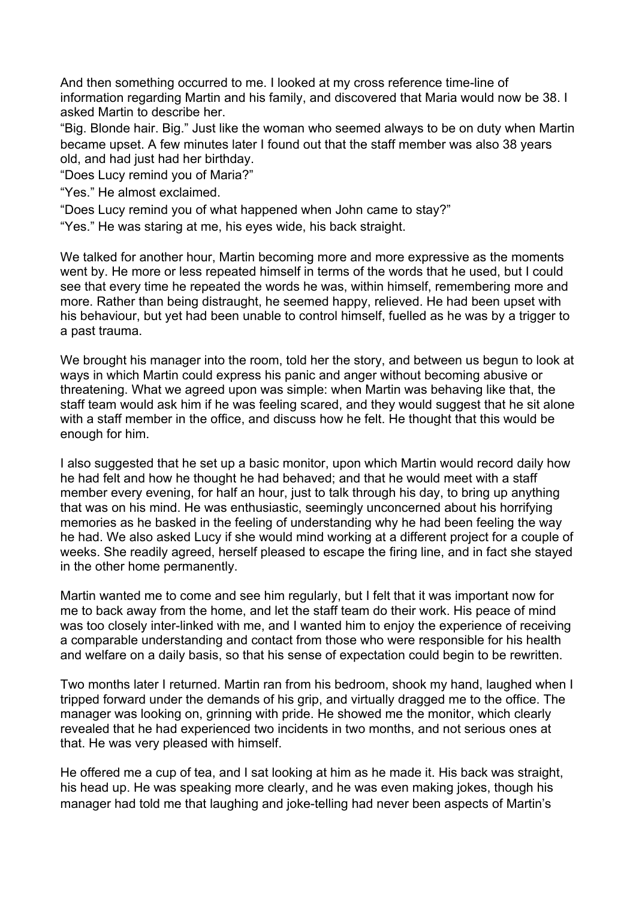And then something occurred to me. I looked at my cross reference time-line of information regarding Martin and his family, and discovered that Maria would now be 38. I asked Martin to describe her.

“Big. Blonde hair. Big.” Just like the woman who seemed always to be on duty when Martin became upset. A few minutes later I found out that the staff member was also 38 years old, and had just had her birthday.

“Does Lucy remind you of Maria?”

“Yes.” He almost exclaimed.

“Does Lucy remind you of what happened when John came to stay?”

“Yes.” He was staring at me, his eyes wide, his back straight.

We talked for another hour, Martin becoming more and more expressive as the moments went by. He more or less repeated himself in terms of the words that he used, but I could see that every time he repeated the words he was, within himself, remembering more and more. Rather than being distraught, he seemed happy, relieved. He had been upset with his behaviour, but yet had been unable to control himself, fuelled as he was by a trigger to a past trauma.

We brought his manager into the room, told her the story, and between us begun to look at ways in which Martin could express his panic and anger without becoming abusive or threatening. What we agreed upon was simple: when Martin was behaving like that, the staff team would ask him if he was feeling scared, and they would suggest that he sit alone with a staff member in the office, and discuss how he felt. He thought that this would be enough for him.

I also suggested that he set up a basic monitor, upon which Martin would record daily how he had felt and how he thought he had behaved; and that he would meet with a staff member every evening, for half an hour, just to talk through his day, to bring up anything that was on his mind. He was enthusiastic, seemingly unconcerned about his horrifying memories as he basked in the feeling of understanding why he had been feeling the way he had. We also asked Lucy if she would mind working at a different project for a couple of weeks. She readily agreed, herself pleased to escape the firing line, and in fact she stayed in the other home permanently.

Martin wanted me to come and see him regularly, but I felt that it was important now for me to back away from the home, and let the staff team do their work. His peace of mind was too closely inter-linked with me, and I wanted him to enjoy the experience of receiving a comparable understanding and contact from those who were responsible for his health and welfare on a daily basis, so that his sense of expectation could begin to be rewritten.

Two months later I returned. Martin ran from his bedroom, shook my hand, laughed when I tripped forward under the demands of his grip, and virtually dragged me to the office. The manager was looking on, grinning with pride. He showed me the monitor, which clearly revealed that he had experienced two incidents in two months, and not serious ones at that. He was very pleased with himself.

He offered me a cup of tea, and I sat looking at him as he made it. His back was straight, his head up. He was speaking more clearly, and he was even making jokes, though his manager had told me that laughing and joke-telling had never been aspects of Martin’s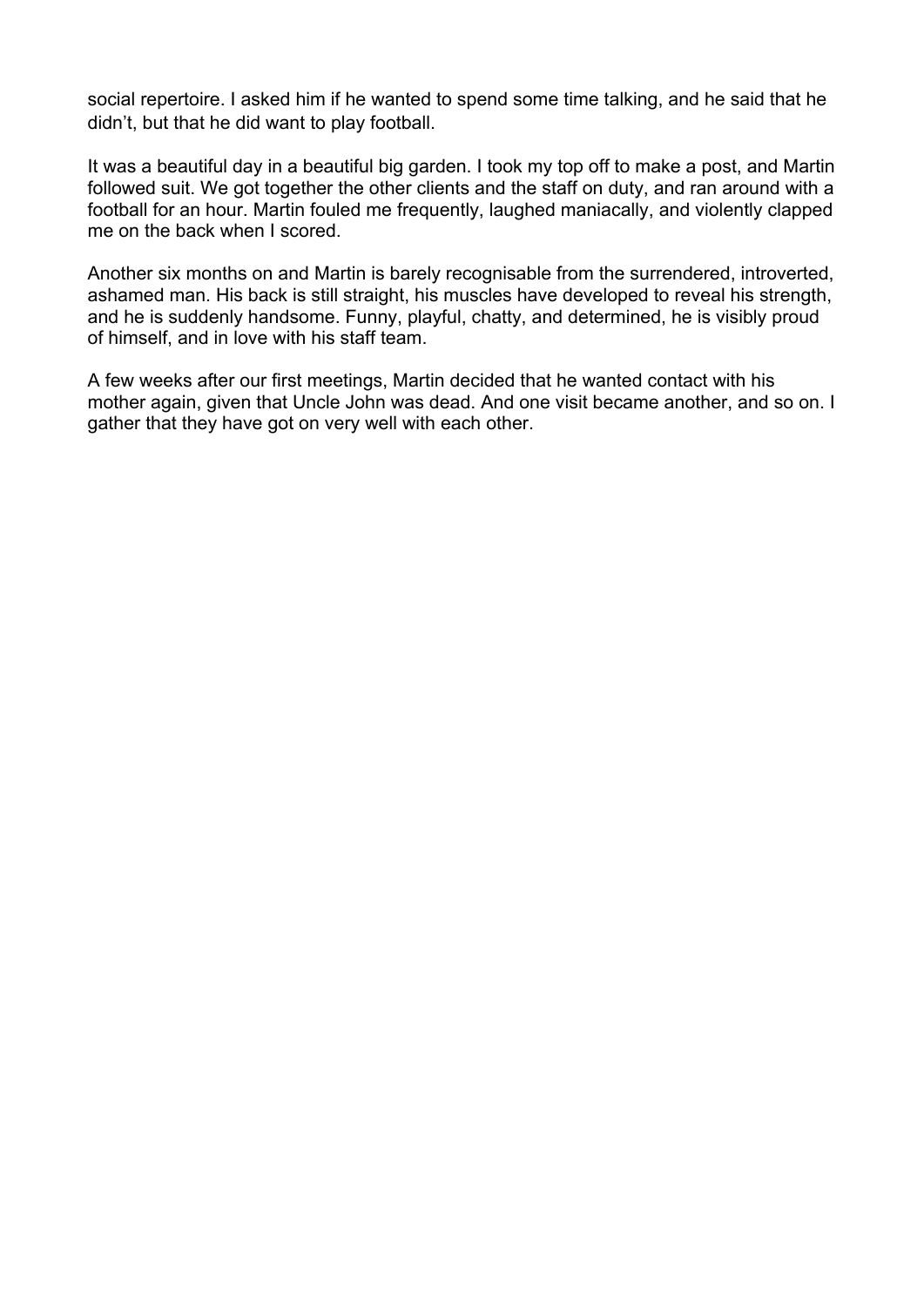social repertoire. I asked him if he wanted to spend some time talking, and he said that he didn't, but that he did want to play football.

It was a beautiful day in a beautiful big garden. I took my top off to make a post, and Martin followed suit. We got together the other clients and the staff on duty, and ran around with a football for an hour. Martin fouled me frequently, laughed maniacally, and violently clapped me on the back when I scored.

Another six months on and Martin is barely recognisable from the surrendered, introverted, ashamed man. His back is still straight, his muscles have developed to reveal his strength, and he is suddenly handsome. Funny, playful, chatty, and determined, he is visibly proud of himself, and in love with his staff team.

A few weeks after our first meetings, Martin decided that he wanted contact with his mother again, given that Uncle John was dead. And one visit became another, and so on. I gather that they have got on very well with each other.